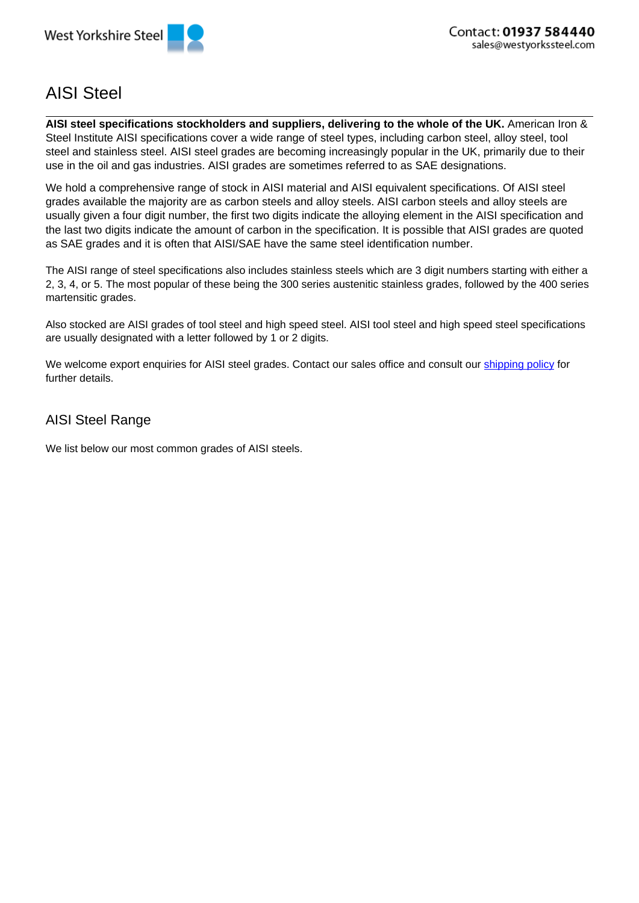# AISI Steel

**AISI steel specifications stockholders and suppliers, delivering to the whole of the UK.** American Iron & Steel Institute AISI specifications cover a wide range of steel types, including carbon steel, alloy steel, tool steel and stainless steel. AISI steel grades are becoming increasingly popular in the UK, primarily due to their use in the oil and gas industries. AISI grades are sometimes referred to as SAE designations.

We hold a comprehensive range of stock in AISI material and AISI equivalent specifications. Of AISI steel grades available the majority are as carbon steels and alloy steels. AISI carbon steels and alloy steels are usually given a four digit number, the first two digits indicate the alloying element in the AISI specification and the last two digits indicate the amount of carbon in the specification. It is possible that AISI grades are quoted as SAE grades and it is often that AISI/SAE have the same steel identification number.

The AISI range of steel specifications also includes stainless steels which are 3 digit numbers starting with either a 2, 3, 4, or 5. The most popular of these being the 300 series austenitic stainless grades, followed by the 400 series martensitic grades.

Also stocked are AISI grades of tool steel and high speed steel. AISI tool steel and high speed steel specifications are usually designated with a letter followed by 1 or 2 digits.

We welcome export enquiries for AISI steel grades. Contact our sales office and consult our shipping policy for further details.

## AISI Steel Range

We list below our most common grades of AISI steels.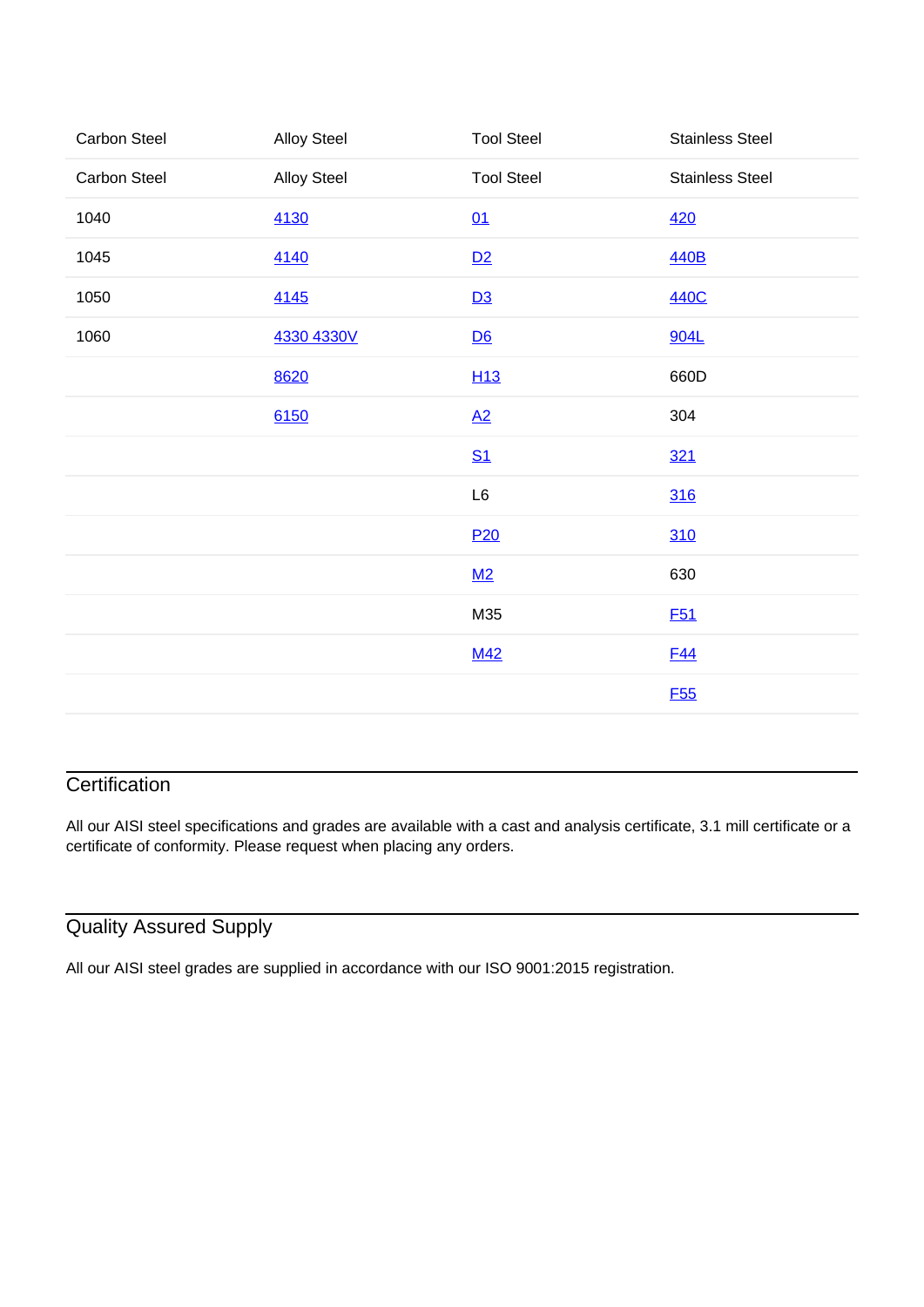| Carbon Steel | Alloy Steel | Tool Steel | Stainless Steel |
|---|---|---|---|
| Carbon Steel | Alloy Steel | Tool Steel | Stainless Steel |
| 1040 | 4130 | 01 | 420 |
| 1045 | 4140 | D2 | 440B |
| 1050 | 4145 | D3 | 440C |
| 1060 | 4330 4330V | D6 | 904L |
| | 8620 | H13 | 660D |
| | 6150 | A2 | 304 |
| | | S1 | 321 |
| | | L6 | 316 |
| | | P20 | 310 |
| | | M2 | 630 |
| | | M35 | F51 |
| | | M42 | F44 |
| | | | F55 |

## Certification

All our AISI steel specifications and grades are available with a cast and analysis certificate, 3.1 mill certificate or a certificate of conformity. Please request when placing any orders.

## Quality Assured Supply

All our AISI steel grades are supplied in accordance with our ISO 9001:2015 registration.